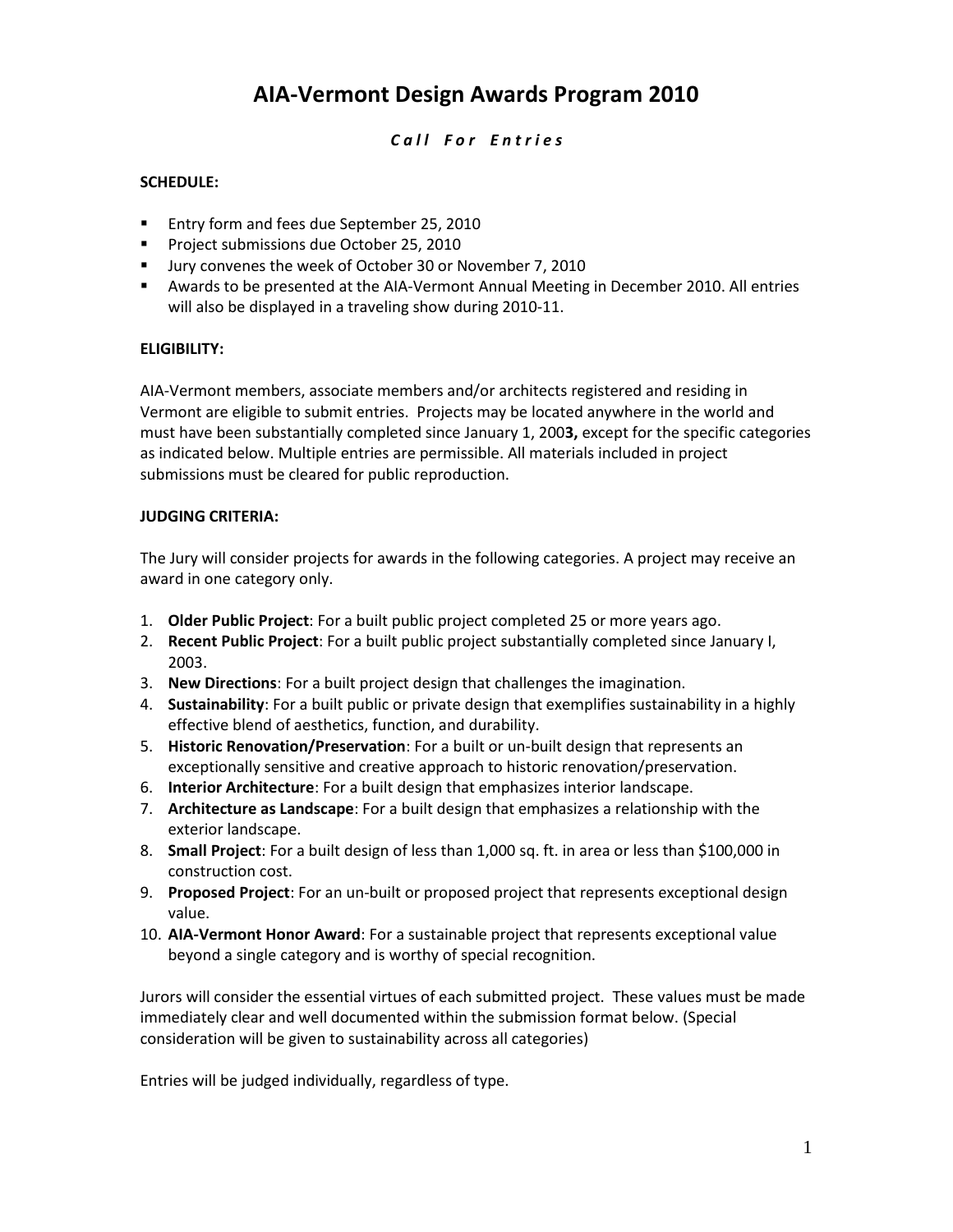# AIA-Vermont Design Awards Program 2010

***Call For Entries***

**SCHEDULE:**

- Entry form and fees due September 25, 2010
- Project submissions due October 25, 2010
- Jury convenes the week of October 30 or November 7, 2010
- Awards to be presented at the AIA-Vermont Annual Meeting in December 2010. All entries will also be displayed in a traveling show during 2010-11.

**ELIGIBILITY:**

AIA-Vermont members, associate members and/or architects registered and residing in Vermont are eligible to submit entries. Projects may be located anywhere in the world and must have been substantially completed since January 1, 200**3,** except for the specific categories as indicated below. Multiple entries are permissible. All materials included in project submissions must be cleared for public reproduction.

**JUDGING CRITERIA:**

The Jury will consider projects for awards in the following categories. A project may receive an award in one category only.

1. **Older Public Project**: For a built public project completed 25 or more years ago.
2. **Recent Public Project**: For a built public project substantially completed since January I, 2003.
3. **New Directions**: For a built project design that challenges the imagination.
4. **Sustainability**: For a built public or private design that exemplifies sustainability in a highly effective blend of aesthetics, function, and durability.
5. **Historic Renovation/Preservation**: For a built or un-built design that represents an exceptionally sensitive and creative approach to historic renovation/preservation.
6. **Interior Architecture**: For a built design that emphasizes interior landscape.
7. **Architecture as Landscape**: For a built design that emphasizes a relationship with the exterior landscape.
8. **Small Project**: For a built design of less than 1,000 sq. ft. in area or less than $100,000 in construction cost.
9. **Proposed Project**: For an un-built or proposed project that represents exceptional design value.
10. **AIA-Vermont Honor Award**: For a sustainable project that represents exceptional value beyond a single category and is worthy of special recognition.

Jurors will consider the essential virtues of each submitted project. These values must be made immediately clear and well documented within the submission format below. (Special consideration will be given to sustainability across all categories)

Entries will be judged individually, regardless of type.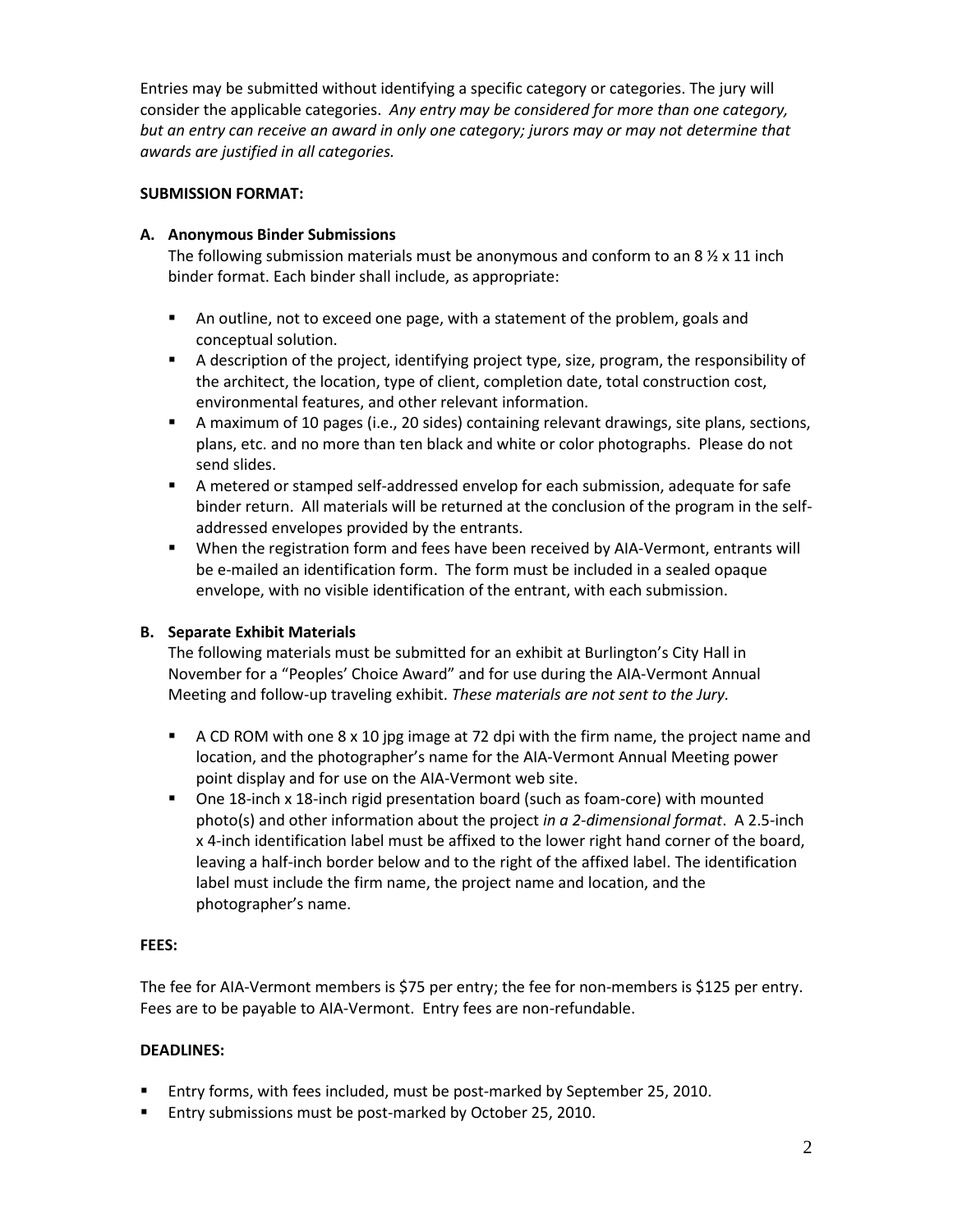Entries may be submitted without identifying a specific category or categories. The jury will consider the applicable categories. *Any entry may be considered for more than one category, but an entry can receive an award in only one category; jurors may or may not determine that awards are justified in all categories.*

**SUBMISSION FORMAT:**

**A. Anonymous Binder Submissions**

The following submission materials must be anonymous and conform to an 8 ½ x 11 inch binder format. Each binder shall include, as appropriate:

- An outline, not to exceed one page, with a statement of the problem, goals and conceptual solution.
- A description of the project, identifying project type, size, program, the responsibility of the architect, the location, type of client, completion date, total construction cost, environmental features, and other relevant information.
- A maximum of 10 pages (i.e., 20 sides) containing relevant drawings, site plans, sections, plans, etc. and no more than ten black and white or color photographs. Please do not send slides.
- A metered or stamped self-addressed envelop for each submission, adequate for safe binder return. All materials will be returned at the conclusion of the program in the self-addressed envelopes provided by the entrants.
- When the registration form and fees have been received by AIA-Vermont, entrants will be e-mailed an identification form. The form must be included in a sealed opaque envelope, with no visible identification of the entrant, with each submission.

**B. Separate Exhibit Materials**

The following materials must be submitted for an exhibit at Burlington's City Hall in November for a "Peoples' Choice Award" and for use during the AIA-Vermont Annual Meeting and follow-up traveling exhibit. *These materials are not sent to the Jury.*

- A CD ROM with one 8 x 10 jpg image at 72 dpi with the firm name, the project name and location, and the photographer's name for the AIA-Vermont Annual Meeting power point display and for use on the AIA-Vermont web site.
- One 18-inch x 18-inch rigid presentation board (such as foam-core) with mounted photo(s) and other information about the project *in a 2-dimensional format*. A 2.5-inch x 4-inch identification label must be affixed to the lower right hand corner of the board, leaving a half-inch border below and to the right of the affixed label. The identification label must include the firm name, the project name and location, and the photographer's name.

**FEES:**

The fee for AIA-Vermont members is $75 per entry; the fee for non-members is $125 per entry. Fees are to be payable to AIA-Vermont. Entry fees are non-refundable.

**DEADLINES:**

- Entry forms, with fees included, must be post-marked by September 25, 2010.
- Entry submissions must be post-marked by October 25, 2010.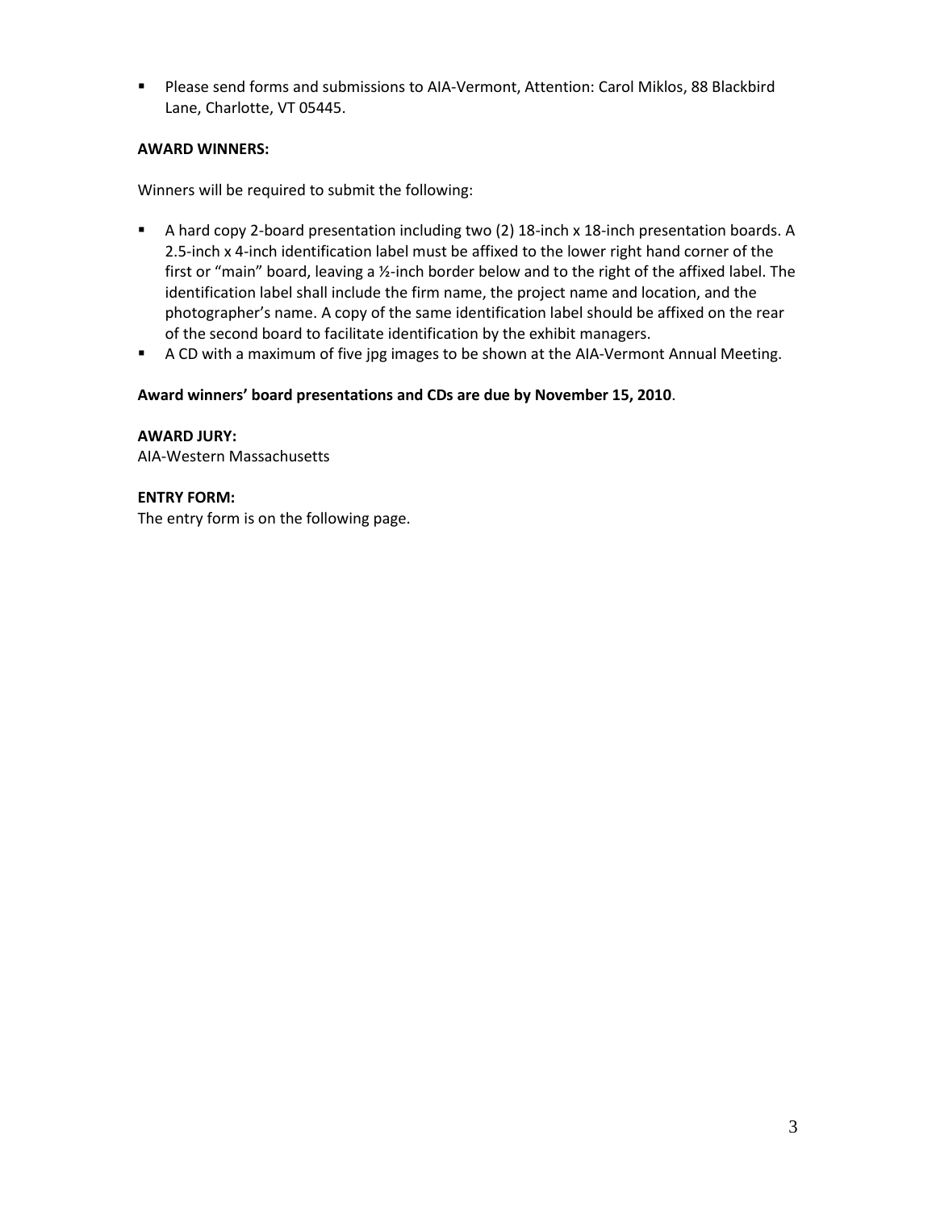- Please send forms and submissions to AIA-Vermont, Attention: Carol Miklos, 88 Blackbird Lane, Charlotte, VT 05445.

**AWARD WINNERS:**

Winners will be required to submit the following:

- A hard copy 2-board presentation including two (2) 18-inch x 18-inch presentation boards. A 2.5-inch x 4-inch identification label must be affixed to the lower right hand corner of the first or "main" board, leaving a ½-inch border below and to the right of the affixed label. The identification label shall include the firm name, the project name and location, and the photographer's name. A copy of the same identification label should be affixed on the rear of the second board to facilitate identification by the exhibit managers.
- A CD with a maximum of five jpg images to be shown at the AIA-Vermont Annual Meeting.

**Award winners' board presentations and CDs are due by November 15, 2010**.

**AWARD JURY:**
AIA-Western Massachusetts

**ENTRY FORM:**
The entry form is on the following page.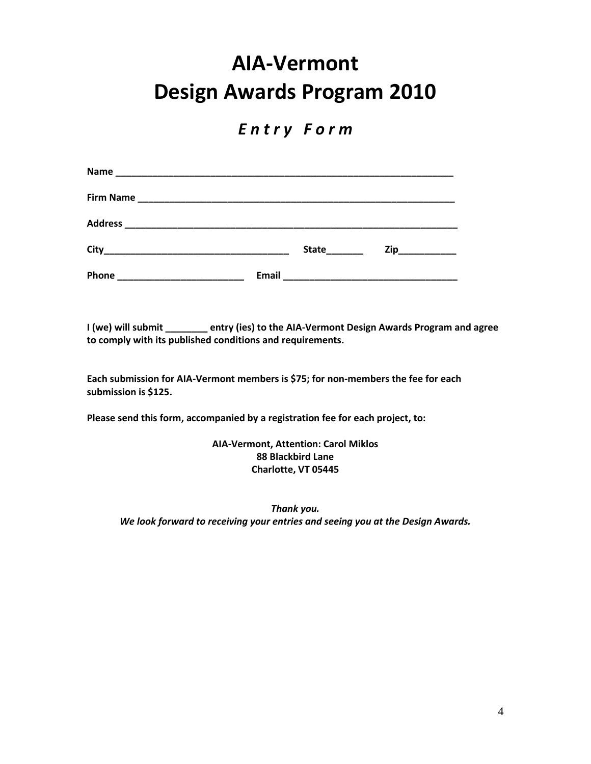# AIA-Vermont
# Design Awards Program 2010

## *Entry Form*

**Name** ____________________________________________________________

**Firm Name** ________________________________________________________

**Address** __________________________________________________________

**City**_________________________________ **State**_______ **Zip**__________

**Phone** ______________________ **Email** _____________________________

**I (we) will submit ________ entry (ies) to the AIA-Vermont Design Awards Program and agree to comply with its published conditions and requirements.**

**Each submission for AIA-Vermont members is $75; for non-members the fee for each submission is $125.**

**Please send this form, accompanied by a registration fee for each project, to:**

**AIA-Vermont, Attention: Carol Miklos**
**88 Blackbird Lane**
**Charlotte, VT 05445**

***Thank you.***
***We look forward to receiving your entries and seeing you at the Design Awards.***